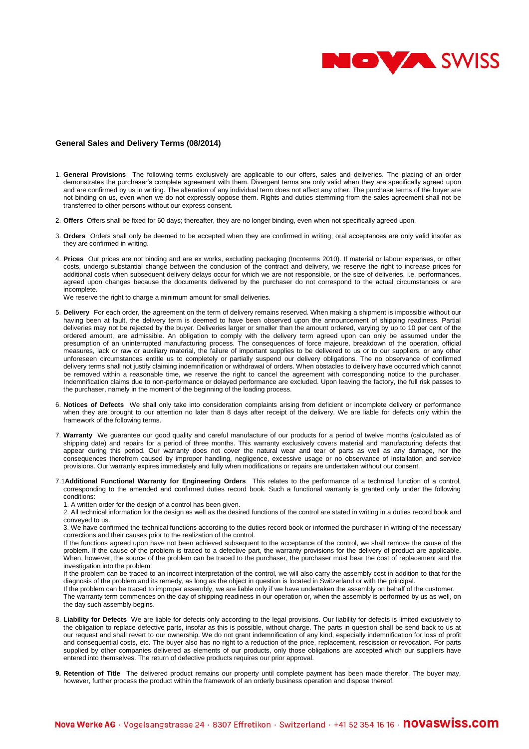## General Sales and Delivery Terms (08/2014)

1. **General Provisions** The following terms exclusively are applicable to our offers, sales and deliveries. The placing of an order demonstrates the purchaser's complete agreement with them. Divergent terms are only valid when they are specifically agreed upon and are confirmed by us in writing. The alteration of any individual term does not affect any other. The purchase terms of the buyer are not binding on us, even when we do not expressly oppose them. Rights and duties stemming from the sales agreement shall not be transferred to other persons without our express consent.

2. **Offers** Offers shall be fixed for 60 days; thereafter, they are no longer binding, even when not specifically agreed upon.

3. **Orders** Orders shall only be deemed to be accepted when they are confirmed in writing; oral acceptances are only valid insofar as they are confirmed in writing.

4. **Prices** Our prices are not binding and are ex works, excluding packaging (Incoterms 2010). If material or labour expenses, or other costs, undergo substantial change between the conclusion of the contract and delivery, we reserve the right to increase prices for additional costs when subsequent delivery delays occur for which we are not responsible, or the size of deliveries, i.e. performances, agreed upon changes because the documents delivered by the purchaser do not correspond to the actual circumstances or are incomplete.
   We reserve the right to charge a minimum amount for small deliveries.

5. **Delivery** For each order, the agreement on the term of delivery remains reserved. When making a shipment is impossible without our having been at fault, the delivery term is deemed to have been observed upon the announcement of shipping readiness. Partial deliveries may not be rejected by the buyer. Deliveries larger or smaller than the amount ordered, varying by up to 10 per cent of the ordered amount, are admissible. An obligation to comply with the delivery term agreed upon can only be assumed under the presumption of an uninterrupted manufacturing process. The consequences of force majeure, breakdown of the operation, official measures, lack or raw or auxiliary material, the failure of important supplies to be delivered to us or to our suppliers, or any other unforeseen circumstances entitle us to completely or partially suspend our delivery obligations. The no observance of confirmed delivery terms shall not justify claiming indemnification or withdrawal of orders. When obstacles to delivery have occurred which cannot be removed within a reasonable time, we reserve the right to cancel the agreement with corresponding notice to the purchaser. Indemnification claims due to non-performance or delayed performance are excluded. Upon leaving the factory, the full risk passes to the purchaser, namely in the moment of the beginning of the loading process.

6. **Notices of Defects** We shall only take into consideration complaints arising from deficient or incomplete delivery or performance when they are brought to our attention no later than 8 days after receipt of the delivery. We are liable for defects only within the framework of the following terms.

7. **Warranty** We guarantee our good quality and careful manufacture of our products for a period of twelve months (calculated as of shipping date) and repairs for a period of three months. This warranty exclusively covers material and manufacturing defects that appear during this period. Our warranty does not cover the natural wear and tear of parts as well as any damage, nor the consequences therefrom caused by improper handling, negligence, excessive usage or no observance of installation and service provisions. Our warranty expires immediately and fully when modifications or repairs are undertaken without our consent.

7.1 **Additional Functional Warranty for Engineering Orders** This relates to the performance of a technical function of a control, corresponding to the amended and confirmed duties record book. Such a functional warranty is granted only under the following conditions:

   1. A written order for the design of a control has been given.
   2. All technical information for the design as well as the desired functions of the control are stated in writing in a duties record book and conveyed to us.
   3. We have confirmed the technical functions according to the duties record book or informed the purchaser in writing of the necessary corrections and their causes prior to the realization of the control.

   If the functions agreed upon have not been achieved subsequent to the acceptance of the control, we shall remove the cause of the problem. If the cause of the problem is traced to a defective part, the warranty provisions for the delivery of product are applicable. When, however, the source of the problem can be traced to the purchaser, the purchaser must bear the cost of replacement and the investigation into the problem.

   If the problem can be traced to an incorrect interpretation of the control, we will also carry the assembly cost in addition to that for the diagnosis of the problem and its remedy, as long as the object in question is located in Switzerland or with the principal.

   If the problem can be traced to improper assembly, we are liable only if we have undertaken the assembly on behalf of the customer.

   The warranty term commences on the day of shipping readiness in our operation or, when the assembly is performed by us as well, on the day such assembly begins.

8. **Liability for Defects** We are liable for defects only according to the legal provisions. Our liability for defects is limited exclusively to the obligation to replace defective parts, insofar as this is possible, without charge. The parts in question shall be send back to us at our request and shall revert to our ownership. We do not grant indemnification of any kind, especially indemnification for loss of profit and consequential costs, etc. The buyer also has no right to a reduction of the price, replacement, rescission or revocation. For parts supplied by other companies delivered as elements of our products, only those obligations are accepted which our suppliers have entered into themselves. The return of defective products requires our prior approval.

9. **Retention of Title** The delivered product remains our property until complete payment has been made therefor. The buyer may, however, further process the product within the framework of an orderly business operation and dispose thereof.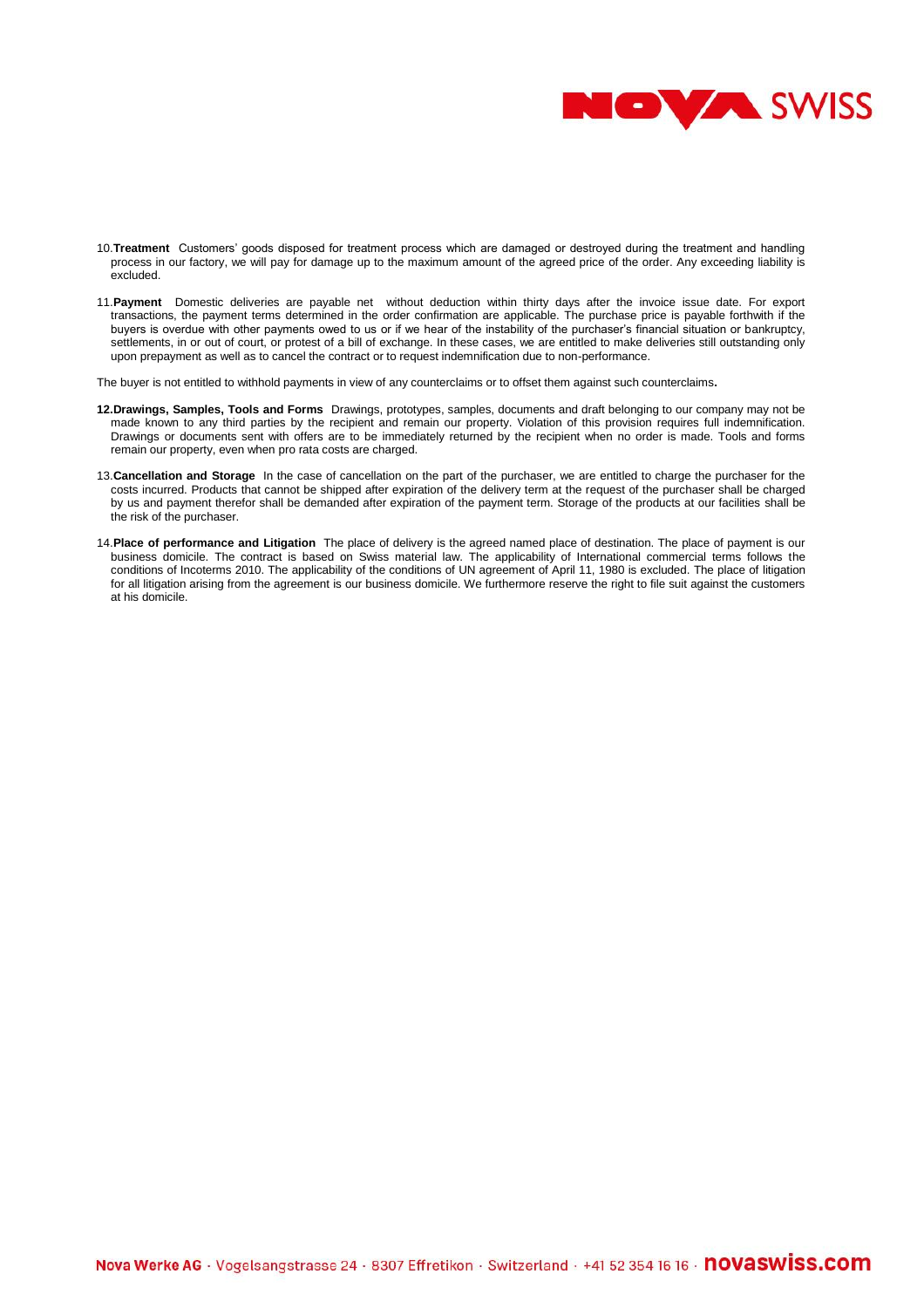10. **Treatment** Customers' goods disposed for treatment process which are damaged or destroyed during the treatment and handling process in our factory, we will pay for damage up to the maximum amount of the agreed price of the order. Any exceeding liability is excluded.

11. **Payment** Domestic deliveries are payable net without deduction within thirty days after the invoice issue date. For export transactions, the payment terms determined in the order confirmation are applicable. The purchase price is payable forthwith if the buyers is overdue with other payments owed to us or if we hear of the instability of the purchaser's financial situation or bankruptcy, settlements, in or out of court, or protest of a bill of exchange. In these cases, we are entitled to make deliveries still outstanding only upon prepayment as well as to cancel the contract or to request indemnification due to non-performance.

The buyer is not entitled to withhold payments in view of any counterclaims or to offset them against such counterclaims**.**

12. **Drawings, Samples, Tools and Forms** Drawings, prototypes, samples, documents and draft belonging to our company may not be made known to any third parties by the recipient and remain our property. Violation of this provision requires full indemnification. Drawings or documents sent with offers are to be immediately returned by the recipient when no order is made. Tools and forms remain our property, even when pro rata costs are charged.

13. **Cancellation and Storage** In the case of cancellation on the part of the purchaser, we are entitled to charge the purchaser for the costs incurred. Products that cannot be shipped after expiration of the delivery term at the request of the purchaser shall be charged by us and payment therefor shall be demanded after expiration of the payment term. Storage of the products at our facilities shall be the risk of the purchaser.

14. **Place of performance and Litigation** The place of delivery is the agreed named place of destination. The place of payment is our business domicile. The contract is based on Swiss material law. The applicability of International commercial terms follows the conditions of Incoterms 2010. The applicability of the conditions of UN agreement of April 11, 1980 is excluded. The place of litigation for all litigation arising from the agreement is our business domicile. We furthermore reserve the right to file suit against the customers at his domicile.